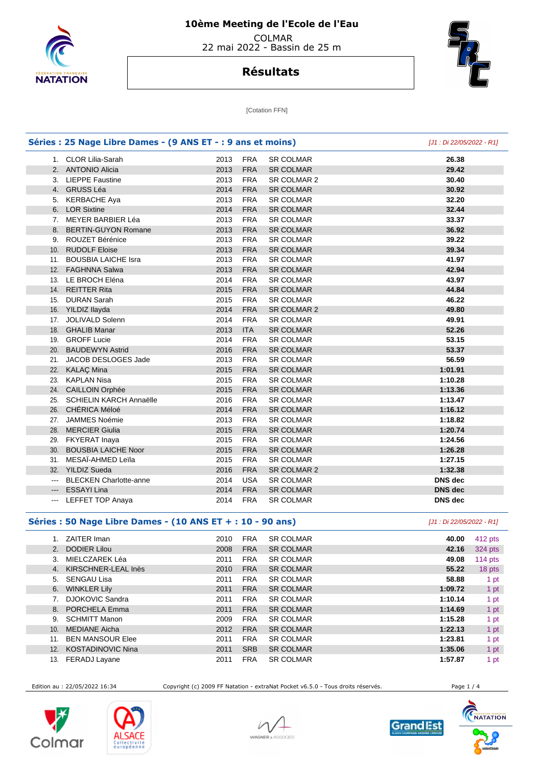# 10ème Meeting de l'Ecole de l'Eau

COLMAR
22 mai 2022 - Bassin de 25 m

## Résultats

[Cotation FFN]

### Séries : 25 Nage Libre Dames - (9 ANS ET - : 9 ans et moins)

*[J1 : Di 22/05/2022 - R1]*

| Pl. | Nom | Année | Nat. | Club | Temps |
|---|---|---|---|---|---|
| 1. | CLOR Lilia-Sarah | 2013 | FRA | SR COLMAR | 26.38 |
| 2. | ANTONIO Alicia | 2013 | FRA | SR COLMAR | 29.42 |
| 3. | LIEPPE Faustine | 2013 | FRA | SR COLMAR 2 | 30.40 |
| 4. | GRUSS Léa | 2014 | FRA | SR COLMAR | 30.92 |
| 5. | KERBACHE Aya | 2013 | FRA | SR COLMAR | 32.20 |
| 6. | LOR Sixtine | 2014 | FRA | SR COLMAR | 32.44 |
| 7. | MEYER BARBIER Léa | 2013 | FRA | SR COLMAR | 33.37 |
| 8. | BERTIN-GUYON Romane | 2013 | FRA | SR COLMAR | 36.92 |
| 9. | ROUZET Bérénice | 2013 | FRA | SR COLMAR | 39.22 |
| 10. | RUDOLF Eloise | 2013 | FRA | SR COLMAR | 39.34 |
| 11. | BOUSBIA LAICHE Isra | 2013 | FRA | SR COLMAR | 41.97 |
| 12. | FAGHNNA Salwa | 2013 | FRA | SR COLMAR | 42.94 |
| 13. | LE BROCH Eléna | 2014 | FRA | SR COLMAR | 43.97 |
| 14. | REITTER Rita | 2015 | FRA | SR COLMAR | 44.84 |
| 15. | DURAN Sarah | 2015 | FRA | SR COLMAR | 46.22 |
| 16. | YILDIZ Ilayda | 2014 | FRA | SR COLMAR 2 | 49.80 |
| 17. | JOLIVALD Solenn | 2014 | FRA | SR COLMAR | 49.91 |
| 18. | GHALIB Manar | 2013 | ITA | SR COLMAR | 52.26 |
| 19. | GROFF Lucie | 2014 | FRA | SR COLMAR | 53.15 |
| 20. | BAUDEWYN Astrid | 2016 | FRA | SR COLMAR | 53.37 |
| 21. | JACOB DESLOGES Jade | 2013 | FRA | SR COLMAR | 56.59 |
| 22. | KALAÇ Mina | 2015 | FRA | SR COLMAR | 1:01.91 |
| 23. | KAPLAN Nisa | 2015 | FRA | SR COLMAR | 1:10.28 |
| 24. | CAILLOIN Orphée | 2015 | FRA | SR COLMAR | 1:13.36 |
| 25. | SCHIELIN KARCH Annaëlle | 2016 | FRA | SR COLMAR | 1:13.47 |
| 26. | CHÉRICA Méloé | 2014 | FRA | SR COLMAR | 1:16.12 |
| 27. | JAMMES Noémie | 2013 | FRA | SR COLMAR | 1:18.82 |
| 28. | MERCIER Giulia | 2015 | FRA | SR COLMAR | 1:20.74 |
| 29. | FKYERAT Inaya | 2015 | FRA | SR COLMAR | 1:24.56 |
| 30. | BOUSBIA LAICHE Noor | 2015 | FRA | SR COLMAR | 1:26.28 |
| 31. | MESAÏ-AHMED Leïla | 2015 | FRA | SR COLMAR | 1:27.15 |
| 32. | YILDIZ Sueda | 2016 | FRA | SR COLMAR 2 | 1:32.38 |
| --- | BLECKEN Charlotte-anne | 2014 | USA | SR COLMAR | DNS dec |
| --- | ESSAYI Lina | 2014 | FRA | SR COLMAR | DNS dec |
| --- | LEFFET TOP Anaya | 2014 | FRA | SR COLMAR | DNS dec |

### Séries : 50 Nage Libre Dames - (10 ANS ET + : 10 - 90 ans)

*[J1 : Di 22/05/2022 - R1]*

| Pl. | Nom | Année | Nat. | Club | Temps | Points |
|---|---|---|---|---|---|---|
| 1. | ZAITER Iman | 2010 | FRA | SR COLMAR | 40.00 | 412 pts |
| 2. | DODIER Lilou | 2008 | FRA | SR COLMAR | 42.16 | 324 pts |
| 3. | MIELCZAREK Léa | 2011 | FRA | SR COLMAR | 49.08 | 114 pts |
| 4. | KIRSCHNER-LEAL Inès | 2010 | FRA | SR COLMAR | 55.22 | 18 pts |
| 5. | SENGAU Lisa | 2011 | FRA | SR COLMAR | 58.88 | 1 pt |
| 6. | WINKLER Lily | 2011 | FRA | SR COLMAR | 1:09.72 | 1 pt |
| 7. | DJOKOVIC Sandra | 2011 | FRA | SR COLMAR | 1:10.14 | 1 pt |
| 8. | PORCHELA Emma | 2011 | FRA | SR COLMAR | 1:14.69 | 1 pt |
| 9. | SCHMITT Manon | 2009 | FRA | SR COLMAR | 1:15.28 | 1 pt |
| 10. | MEDIANE Aicha | 2012 | FRA | SR COLMAR | 1:22.13 | 1 pt |
| 11. | BEN MANSOUR Elee | 2011 | FRA | SR COLMAR | 1:23.81 | 1 pt |
| 12. | KOSTADINOVIC Nina | 2011 | SRB | SR COLMAR | 1:35.06 | 1 pt |
| 13. | FERADJ Layane | 2011 | FRA | SR COLMAR | 1:57.87 | 1 pt |

Edition au : 22/05/2022 16:34 — Copyright (c) 2009 FF Natation - extraNat Pocket v6.5.0 - Tous droits réservés.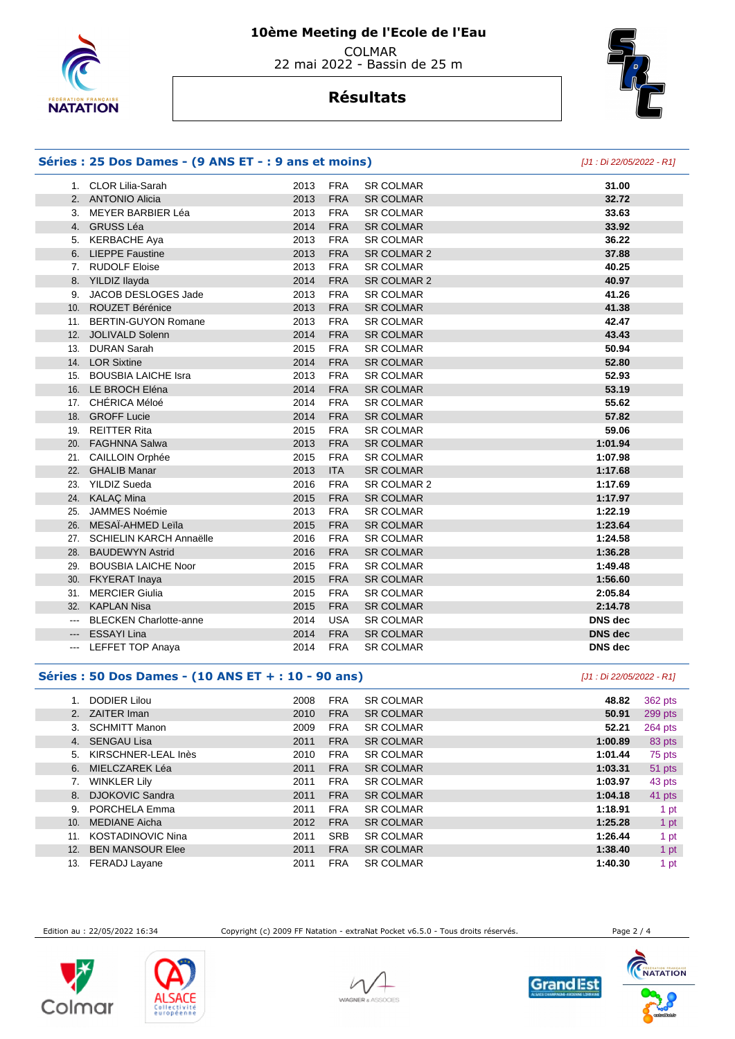# 10ème Meeting de l'Ecole de l'Eau

COLMAR
22 mai 2022 - Bassin de 25 m

## Résultats

### Séries : 25 Dos Dames - (9 ANS ET - : 9 ans et moins)

*[J1 : Di 22/05/2022 - R1]*

| Rang | Nom | Année | Nation | Club | Temps |
|---|---|---|---|---|---|
| 1. | CLOR Lilia-Sarah | 2013 | FRA | SR COLMAR | 31.00 |
| 2. | ANTONIO Alicia | 2013 | FRA | SR COLMAR | 32.72 |
| 3. | MEYER BARBIER Léa | 2013 | FRA | SR COLMAR | 33.63 |
| 4. | GRUSS Léa | 2014 | FRA | SR COLMAR | 33.92 |
| 5. | KERBACHE Aya | 2013 | FRA | SR COLMAR | 36.22 |
| 6. | LIEPPE Faustine | 2013 | FRA | SR COLMAR 2 | 37.88 |
| 7. | RUDOLF Eloise | 2013 | FRA | SR COLMAR | 40.25 |
| 8. | YILDIZ Ilayda | 2014 | FRA | SR COLMAR 2 | 40.97 |
| 9. | JACOB DESLOGES Jade | 2013 | FRA | SR COLMAR | 41.26 |
| 10. | ROUZET Bérénice | 2013 | FRA | SR COLMAR | 41.38 |
| 11. | BERTIN-GUYON Romane | 2013 | FRA | SR COLMAR | 42.47 |
| 12. | JOLIVALD Solenn | 2014 | FRA | SR COLMAR | 43.43 |
| 13. | DURAN Sarah | 2015 | FRA | SR COLMAR | 50.94 |
| 14. | LOR Sixtine | 2014 | FRA | SR COLMAR | 52.80 |
| 15. | BOUSBIA LAICHE Isra | 2013 | FRA | SR COLMAR | 52.93 |
| 16. | LE BROCH Eléna | 2014 | FRA | SR COLMAR | 53.19 |
| 17. | CHÉRICA Méloé | 2014 | FRA | SR COLMAR | 55.62 |
| 18. | GROFF Lucie | 2014 | FRA | SR COLMAR | 57.82 |
| 19. | REITTER Rita | 2015 | FRA | SR COLMAR | 59.06 |
| 20. | FAGHNNA Salwa | 2013 | FRA | SR COLMAR | 1:01.94 |
| 21. | CAILLOIN Orphée | 2015 | FRA | SR COLMAR | 1:07.98 |
| 22. | GHALIB Manar | 2013 | ITA | SR COLMAR | 1:17.68 |
| 23. | YILDIZ Sueda | 2016 | FRA | SR COLMAR 2 | 1:17.69 |
| 24. | KALAÇ Mina | 2015 | FRA | SR COLMAR | 1:17.97 |
| 25. | JAMMES Noémie | 2013 | FRA | SR COLMAR | 1:22.19 |
| 26. | MESAÏ-AHMED Leïla | 2015 | FRA | SR COLMAR | 1:23.64 |
| 27. | SCHIELIN KARCH Annaëlle | 2016 | FRA | SR COLMAR | 1:24.58 |
| 28. | BAUDEWYN Astrid | 2016 | FRA | SR COLMAR | 1:36.28 |
| 29. | BOUSBIA LAICHE Noor | 2015 | FRA | SR COLMAR | 1:49.48 |
| 30. | FKYERAT Inaya | 2015 | FRA | SR COLMAR | 1:56.60 |
| 31. | MERCIER Giulia | 2015 | FRA | SR COLMAR | 2:05.84 |
| 32. | KAPLAN Nisa | 2015 | FRA | SR COLMAR | 2:14.78 |
| --- | BLECKEN Charlotte-anne | 2014 | USA | SR COLMAR | DNS dec |
| --- | ESSAYI Lina | 2014 | FRA | SR COLMAR | DNS dec |
| --- | LEFFET TOP Anaya | 2014 | FRA | SR COLMAR | DNS dec |

### Séries : 50 Dos Dames - (10 ANS ET + : 10 - 90 ans)

*[J1 : Di 22/05/2022 - R1]*

| Rang | Nom | Année | Nation | Club | Temps | Points |
|---|---|---|---|---|---|---|
| 1. | DODIER Lilou | 2008 | FRA | SR COLMAR | 48.82 | 362 pts |
| 2. | ZAITER Iman | 2010 | FRA | SR COLMAR | 50.91 | 299 pts |
| 3. | SCHMITT Manon | 2009 | FRA | SR COLMAR | 52.21 | 264 pts |
| 4. | SENGAU Lisa | 2011 | FRA | SR COLMAR | 1:00.89 | 83 pts |
| 5. | KIRSCHNER-LEAL Inès | 2010 | FRA | SR COLMAR | 1:01.44 | 75 pts |
| 6. | MIELCZAREK Léa | 2011 | FRA | SR COLMAR | 1:03.31 | 51 pts |
| 7. | WINKLER Lily | 2011 | FRA | SR COLMAR | 1:03.97 | 43 pts |
| 8. | DJOKOVIC Sandra | 2011 | FRA | SR COLMAR | 1:04.18 | 41 pts |
| 9. | PORCHELA Emma | 2011 | FRA | SR COLMAR | 1:18.91 | 1 pt |
| 10. | MEDIANE Aicha | 2012 | FRA | SR COLMAR | 1:25.28 | 1 pt |
| 11. | KOSTADINOVIC Nina | 2011 | SRB | SR COLMAR | 1:26.44 | 1 pt |
| 12. | BEN MANSOUR Elee | 2011 | FRA | SR COLMAR | 1:38.40 | 1 pt |
| 13. | FERADJ Layane | 2011 | FRA | SR COLMAR | 1:40.30 | 1 pt |

Edition au : 22/05/2022 16:34 — Copyright (c) 2009 FF Natation - extraNat Pocket v6.5.0 - Tous droits réservés.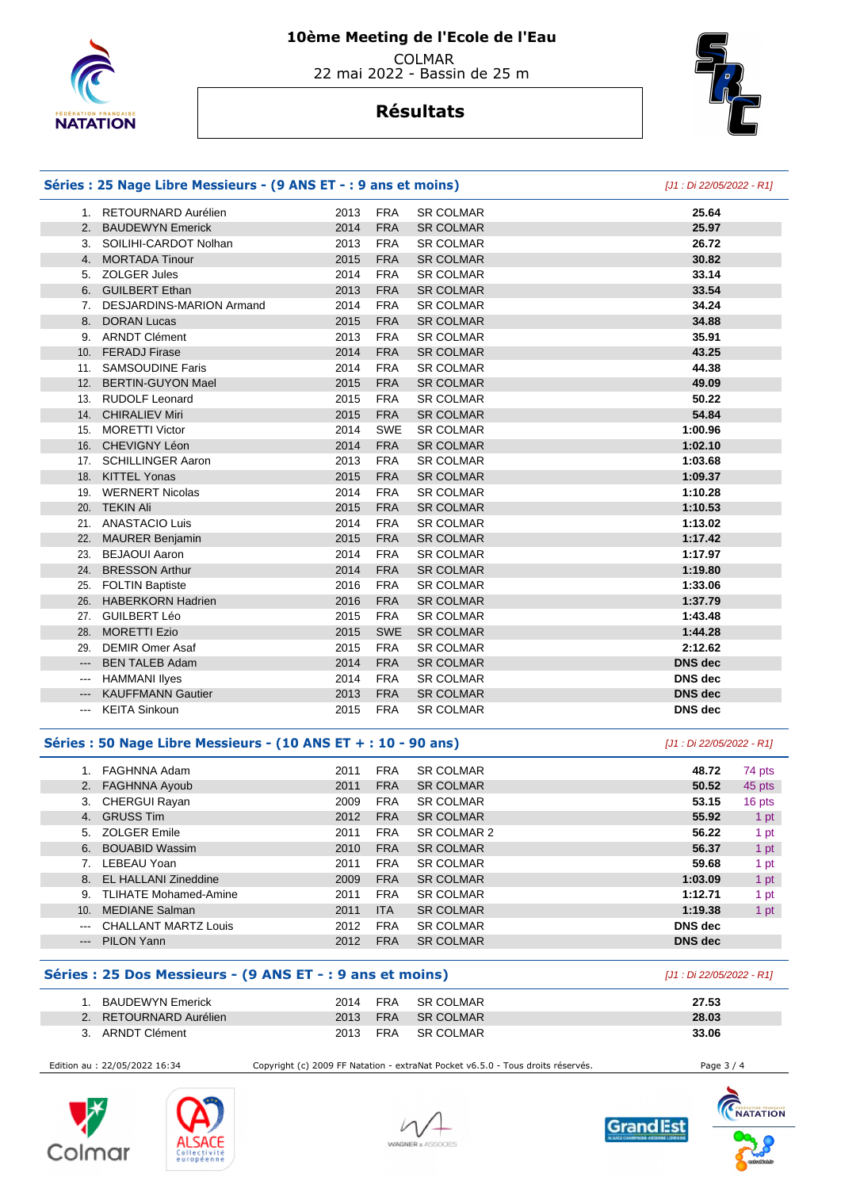# 10ème Meeting de l'Ecole de l'Eau

COLMAR
22 mai 2022 - Bassin de 25 m

## Résultats

### Séries : 25 Nage Libre Messieurs - (9 ANS ET - : 9 ans et moins)

*[J1 : Di 22/05/2022 - R1]*

| | | | | | |
|---|---|---|---|---|---|
| 1. | RETOURNARD Aurélien | 2013 | FRA | SR COLMAR | 25.64 |
| 2. | BAUDEWYN Emerick | 2014 | FRA | SR COLMAR | 25.97 |
| 3. | SOILIHI-CARDOT Nolhan | 2013 | FRA | SR COLMAR | 26.72 |
| 4. | MORTADA Tinour | 2015 | FRA | SR COLMAR | 30.82 |
| 5. | ZOLGER Jules | 2014 | FRA | SR COLMAR | 33.14 |
| 6. | GUILBERT Ethan | 2013 | FRA | SR COLMAR | 33.54 |
| 7. | DESJARDINS-MARION Armand | 2014 | FRA | SR COLMAR | 34.24 |
| 8. | DORAN Lucas | 2015 | FRA | SR COLMAR | 34.88 |
| 9. | ARNDT Clément | 2013 | FRA | SR COLMAR | 35.91 |
| 10. | FERADJ Firase | 2014 | FRA | SR COLMAR | 43.25 |
| 11. | SAMSOUDINE Faris | 2014 | FRA | SR COLMAR | 44.38 |
| 12. | BERTIN-GUYON Mael | 2015 | FRA | SR COLMAR | 49.09 |
| 13. | RUDOLF Leonard | 2015 | FRA | SR COLMAR | 50.22 |
| 14. | CHIRALIEV Miri | 2015 | FRA | SR COLMAR | 54.84 |
| 15. | MORETTI Victor | 2014 | SWE | SR COLMAR | 1:00.96 |
| 16. | CHEVIGNY Léon | 2014 | FRA | SR COLMAR | 1:02.10 |
| 17. | SCHILLINGER Aaron | 2013 | FRA | SR COLMAR | 1:03.68 |
| 18. | KITTEL Yonas | 2015 | FRA | SR COLMAR | 1:09.37 |
| 19. | WERNERT Nicolas | 2014 | FRA | SR COLMAR | 1:10.28 |
| 20. | TEKIN Ali | 2015 | FRA | SR COLMAR | 1:10.53 |
| 21. | ANASTACIO Luis | 2014 | FRA | SR COLMAR | 1:13.02 |
| 22. | MAURER Benjamin | 2015 | FRA | SR COLMAR | 1:17.42 |
| 23. | BEJAOUI Aaron | 2014 | FRA | SR COLMAR | 1:17.97 |
| 24. | BRESSON Arthur | 2014 | FRA | SR COLMAR | 1:19.80 |
| 25. | FOLTIN Baptiste | 2016 | FRA | SR COLMAR | 1:33.06 |
| 26. | HABERKORN Hadrien | 2016 | FRA | SR COLMAR | 1:37.79 |
| 27. | GUILBERT Léo | 2015 | FRA | SR COLMAR | 1:43.48 |
| 28. | MORETTI Ezio | 2015 | SWE | SR COLMAR | 1:44.28 |
| 29. | DEMIR Omer Asaf | 2015 | FRA | SR COLMAR | 2:12.62 |
| --- | BEN TALEB Adam | 2014 | FRA | SR COLMAR | DNS dec |
| --- | HAMMANI Ilyes | 2014 | FRA | SR COLMAR | DNS dec |
| --- | KAUFFMANN Gautier | 2013 | FRA | SR COLMAR | DNS dec |
| --- | KEITA Sinkoun | 2015 | FRA | SR COLMAR | DNS dec |

### Séries : 50 Nage Libre Messieurs - (10 ANS ET + : 10 - 90 ans)

*[J1 : Di 22/05/2022 - R1]*

| | | | | | | |
|---|---|---|---|---|---|---|
| 1. | FAGHNNA Adam | 2011 | FRA | SR COLMAR | 48.72 | 74 pts |
| 2. | FAGHNNA Ayoub | 2011 | FRA | SR COLMAR | 50.52 | 45 pts |
| 3. | CHERGUI Rayan | 2009 | FRA | SR COLMAR | 53.15 | 16 pts |
| 4. | GRUSS Tim | 2012 | FRA | SR COLMAR | 55.92 | 1 pt |
| 5. | ZOLGER Emile | 2011 | FRA | SR COLMAR 2 | 56.22 | 1 pt |
| 6. | BOUABID Wassim | 2010 | FRA | SR COLMAR | 56.37 | 1 pt |
| 7. | LEBEAU Yoan | 2011 | FRA | SR COLMAR | 59.68 | 1 pt |
| 8. | EL HALLANI Zineddine | 2009 | FRA | SR COLMAR | 1:03.09 | 1 pt |
| 9. | TLIHATE Mohamed-Amine | 2011 | FRA | SR COLMAR | 1:12.71 | 1 pt |
| 10. | MEDIANE Salman | 2011 | ITA | SR COLMAR | 1:19.38 | 1 pt |
| --- | CHALLANT MARTZ Louis | 2012 | FRA | SR COLMAR | DNS dec | |
| --- | PILON Yann | 2012 | FRA | SR COLMAR | DNS dec | |

### Séries : 25 Dos Messieurs - (9 ANS ET - : 9 ans et moins)

*[J1 : Di 22/05/2022 - R1]*

| | | | | | |
|---|---|---|---|---|---|
| 1. | BAUDEWYN Emerick | 2014 | FRA | SR COLMAR | 27.53 |
| 2. | RETOURNARD Aurélien | 2013 | FRA | SR COLMAR | 28.03 |
| 3. | ARNDT Clément | 2013 | FRA | SR COLMAR | 33.06 |

Edition au : 22/05/2022 16:34 — Copyright (c) 2009 FF Natation - extraNat Pocket v6.5.0 - Tous droits réservés.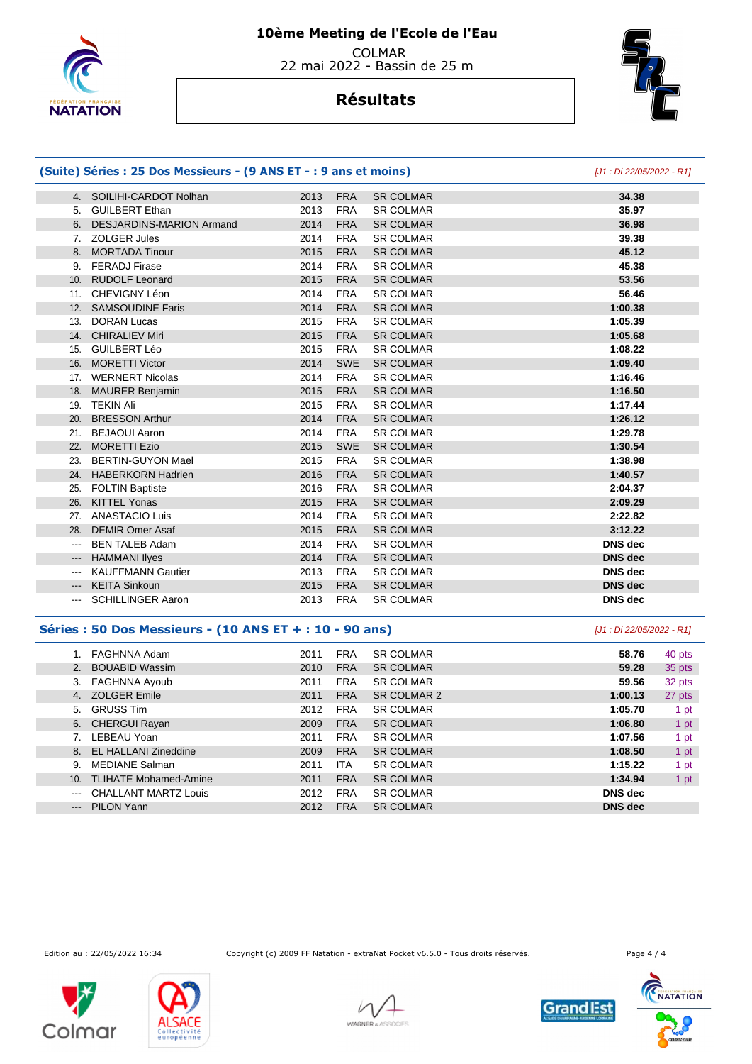# 10ème Meeting de l'Ecole de l'Eau

COLMAR
22 mai 2022 - Bassin de 25 m

## Résultats

### (Suite) Séries : 25 Dos Messieurs - (9 ANS ET - : 9 ans et moins)

*[J1 : Di 22/05/2022 - R1]*

| | | | | | |
|---|---|---|---|---|---|
| 4. | SOILIHI-CARDOT Nolhan | 2013 | FRA | SR COLMAR | **34.38** |
| 5. | GUILBERT Ethan | 2013 | FRA | SR COLMAR | **35.97** |
| 6. | DESJARDINS-MARION Armand | 2014 | FRA | SR COLMAR | **36.98** |
| 7. | ZOLGER Jules | 2014 | FRA | SR COLMAR | **39.38** |
| 8. | MORTADA Tinour | 2015 | FRA | SR COLMAR | **45.12** |
| 9. | FERADJ Firase | 2014 | FRA | SR COLMAR | **45.38** |
| 10. | RUDOLF Leonard | 2015 | FRA | SR COLMAR | **53.56** |
| 11. | CHEVIGNY Léon | 2014 | FRA | SR COLMAR | **56.46** |
| 12. | SAMSOUDINE Faris | 2014 | FRA | SR COLMAR | **1:00.38** |
| 13. | DORAN Lucas | 2015 | FRA | SR COLMAR | **1:05.39** |
| 14. | CHIRALIEV Miri | 2015 | FRA | SR COLMAR | **1:05.68** |
| 15. | GUILBERT Léo | 2015 | FRA | SR COLMAR | **1:08.22** |
| 16. | MORETTI Victor | 2014 | SWE | SR COLMAR | **1:09.40** |
| 17. | WERNERT Nicolas | 2014 | FRA | SR COLMAR | **1:16.46** |
| 18. | MAURER Benjamin | 2015 | FRA | SR COLMAR | **1:16.50** |
| 19. | TEKIN Ali | 2015 | FRA | SR COLMAR | **1:17.44** |
| 20. | BRESSON Arthur | 2014 | FRA | SR COLMAR | **1:26.12** |
| 21. | BEJAOUI Aaron | 2014 | FRA | SR COLMAR | **1:29.78** |
| 22. | MORETTI Ezio | 2015 | SWE | SR COLMAR | **1:30.54** |
| 23. | BERTIN-GUYON Mael | 2015 | FRA | SR COLMAR | **1:38.98** |
| 24. | HABERKORN Hadrien | 2016 | FRA | SR COLMAR | **1:40.57** |
| 25. | FOLTIN Baptiste | 2016 | FRA | SR COLMAR | **2:04.37** |
| 26. | KITTEL Yonas | 2015 | FRA | SR COLMAR | **2:09.29** |
| 27. | ANASTACIO Luis | 2014 | FRA | SR COLMAR | **2:22.82** |
| 28. | DEMIR Omer Asaf | 2015 | FRA | SR COLMAR | **3:12.22** |
| --- | BEN TALEB Adam | 2014 | FRA | SR COLMAR | **DNS dec** |
| --- | HAMMANI Ilyes | 2014 | FRA | SR COLMAR | **DNS dec** |
| --- | KAUFFMANN Gautier | 2013 | FRA | SR COLMAR | **DNS dec** |
| --- | KEITA Sinkoun | 2015 | FRA | SR COLMAR | **DNS dec** |
| --- | SCHILLINGER Aaron | 2013 | FRA | SR COLMAR | **DNS dec** |

### Séries : 50 Dos Messieurs - (10 ANS ET + : 10 - 90 ans)

*[J1 : Di 22/05/2022 - R1]*

| | | | | | | |
|---|---|---|---|---|---|---|
| 1. | FAGHNNA Adam | 2011 | FRA | SR COLMAR | **58.76** | 40 pts |
| 2. | BOUABID Wassim | 2010 | FRA | SR COLMAR | **59.28** | 35 pts |
| 3. | FAGHNNA Ayoub | 2011 | FRA | SR COLMAR | **59.56** | 32 pts |
| 4. | ZOLGER Emile | 2011 | FRA | SR COLMAR 2 | **1:00.13** | 27 pts |
| 5. | GRUSS Tim | 2012 | FRA | SR COLMAR | **1:05.70** | 1 pt |
| 6. | CHERGUI Rayan | 2009 | FRA | SR COLMAR | **1:06.80** | 1 pt |
| 7. | LEBEAU Yoan | 2011 | FRA | SR COLMAR | **1:07.56** | 1 pt |
| 8. | EL HALLANI Zineddine | 2009 | FRA | SR COLMAR | **1:08.50** | 1 pt |
| 9. | MEDIANE Salman | 2011 | ITA | SR COLMAR | **1:15.22** | 1 pt |
| 10. | TLIHATE Mohamed-Amine | 2011 | FRA | SR COLMAR | **1:34.94** | 1 pt |
| --- | CHALLANT MARTZ Louis | 2012 | FRA | SR COLMAR | **DNS dec** | |
| --- | PILON Yann | 2012 | FRA | SR COLMAR | **DNS dec** | |

Edition au : 22/05/2022 16:34 — Copyright (c) 2009 FF Natation - extraNat Pocket v6.5.0 - Tous droits réservés.